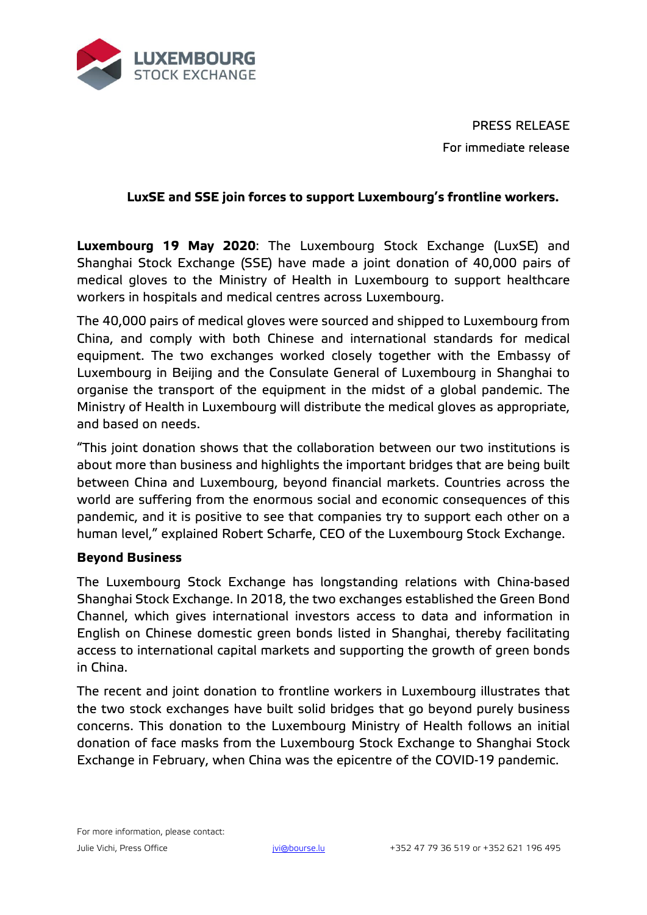LUXEMBOURG STOCK EXCHANGE

PRESS RELEASE

For immediate release

## LuxSE and SSE join forces to support Luxembourg's frontline workers.

**Luxembourg 19 May 2020**: The Luxembourg Stock Exchange (LuxSE) and Shanghai Stock Exchange (SSE) have made a joint donation of 40,000 pairs of medical gloves to the Ministry of Health in Luxembourg to support healthcare workers in hospitals and medical centres across Luxembourg.

The 40,000 pairs of medical gloves were sourced and shipped to Luxembourg from China, and comply with both Chinese and international standards for medical equipment. The two exchanges worked closely together with the Embassy of Luxembourg in Beijing and the Consulate General of Luxembourg in Shanghai to organise the transport of the equipment in the midst of a global pandemic. The Ministry of Health in Luxembourg will distribute the medical gloves as appropriate, and based on needs.

"This joint donation shows that the collaboration between our two institutions is about more than business and highlights the important bridges that are being built between China and Luxembourg, beyond financial markets. Countries across the world are suffering from the enormous social and economic consequences of this pandemic, and it is positive to see that companies try to support each other on a human level," explained Robert Scharfe, CEO of the Luxembourg Stock Exchange.

### Beyond Business

The Luxembourg Stock Exchange has longstanding relations with China-based Shanghai Stock Exchange. In 2018, the two exchanges established the Green Bond Channel, which gives international investors access to data and information in English on Chinese domestic green bonds listed in Shanghai, thereby facilitating access to international capital markets and supporting the growth of green bonds in China.

The recent and joint donation to frontline workers in Luxembourg illustrates that the two stock exchanges have built solid bridges that go beyond purely business concerns. This donation to the Luxembourg Ministry of Health follows an initial donation of face masks from the Luxembourg Stock Exchange to Shanghai Stock Exchange in February, when China was the epicentre of the COVID-19 pandemic.

For more information, please contact:

Julie Vichi, Press Office jvi@bourse.lu +352 47 79 36 519 or +352 621 196 495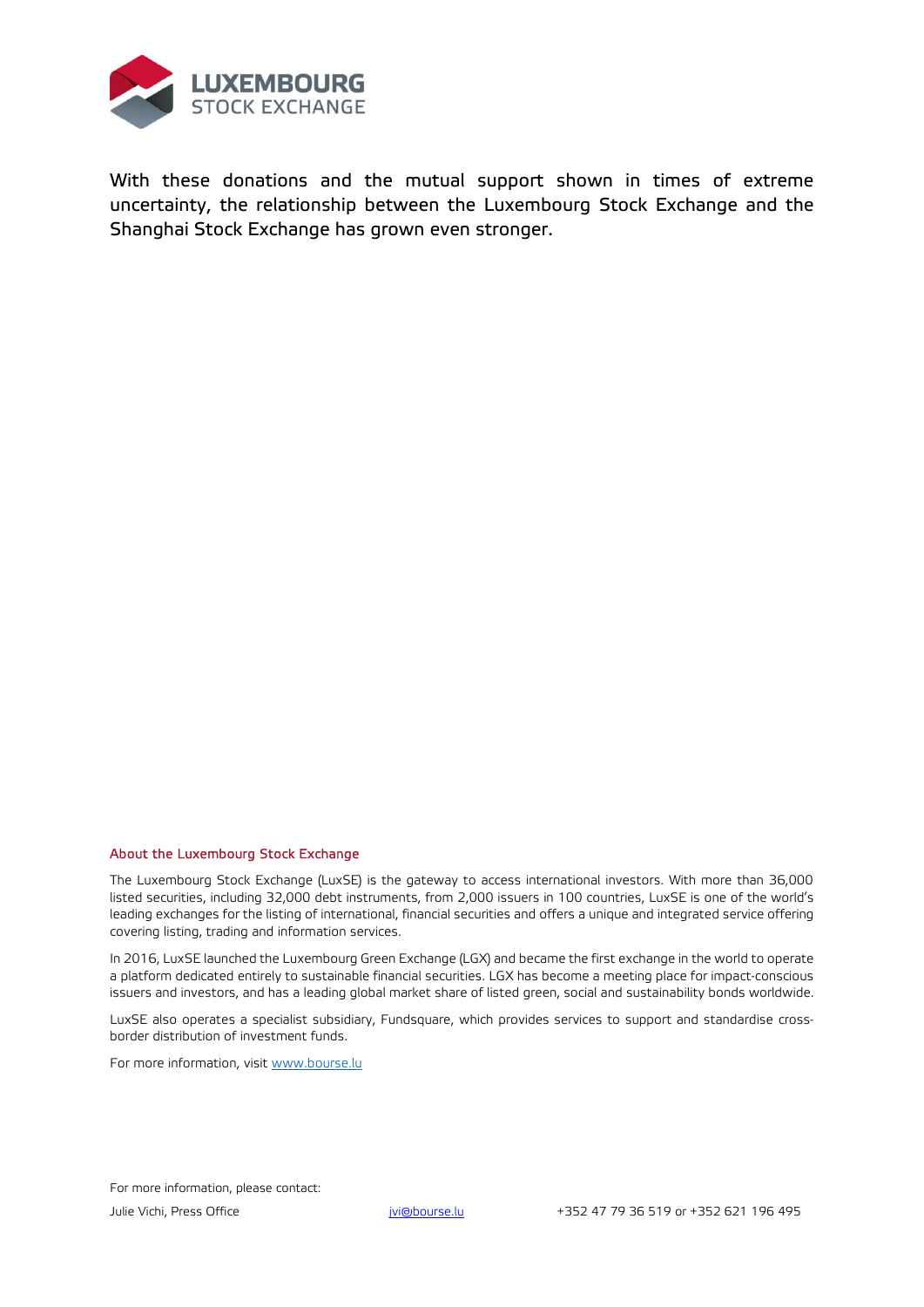With these donations and the mutual support shown in times of extreme uncertainty, the relationship between the Luxembourg Stock Exchange and the Shanghai Stock Exchange has grown even stronger.

### About the Luxembourg Stock Exchange

The Luxembourg Stock Exchange (LuxSE) is the gateway to access international investors. With more than 36,000 listed securities, including 32,000 debt instruments, from 2,000 issuers in 100 countries, LuxSE is one of the world's leading exchanges for the listing of international, financial securities and offers a unique and integrated service offering covering listing, trading and information services.

In 2016, LuxSE launched the Luxembourg Green Exchange (LGX) and became the first exchange in the world to operate a platform dedicated entirely to sustainable financial securities. LGX has become a meeting place for impact-conscious issuers and investors, and has a leading global market share of listed green, social and sustainability bonds worldwide.

LuxSE also operates a specialist subsidiary, Fundsquare, which provides services to support and standardise cross-border distribution of investment funds.

For more information, visit [www.bourse.lu](http://www.bourse.lu)

For more information, please contact:

Julie Vichi, Press Office    [jvi@bourse.lu](mailto:jvi@bourse.lu)    +352 47 79 36 519 or +352 621 196 495